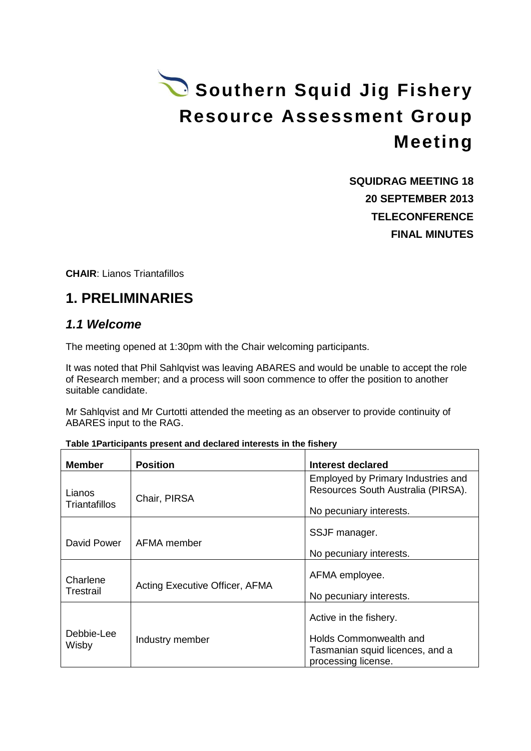# Southern Squid Jig Fishery Resource Assessment Group Meeting

**SQUIDRAG MEETING 18**
**20 SEPTEMBER 2013**
**TELECONFERENCE**
**FINAL MINUTES**

**CHAIR**: Lianos Triantafillos

## 1. PRELIMINARIES

### *1.1 Welcome*

The meeting opened at 1:30pm with the Chair welcoming participants.

It was noted that Phil Sahlqvist was leaving ABARES and would be unable to accept the role of Research member; and a process will soon commence to offer the position to another suitable candidate.

Mr Sahlqvist and Mr Curtotti attended the meeting as an observer to provide continuity of ABARES input to the RAG.

**Table 1Participants present and declared interests in the fishery**

| Member | Position | Interest declared |
| --- | --- | --- |
| Lianos Triantafillos | Chair, PIRSA | Employed by Primary Industries and Resources South Australia (PIRSA).<br><br>No pecuniary interests. |
| David Power | AFMA member | SSJF manager.<br><br>No pecuniary interests. |
| Charlene Trestrail | Acting Executive Officer, AFMA | AFMA employee.<br><br>No pecuniary interests. |
| Debbie-Lee Wisby | Industry member | Active in the fishery.<br><br>Holds Commonwealth and Tasmanian squid licences, and a processing license. |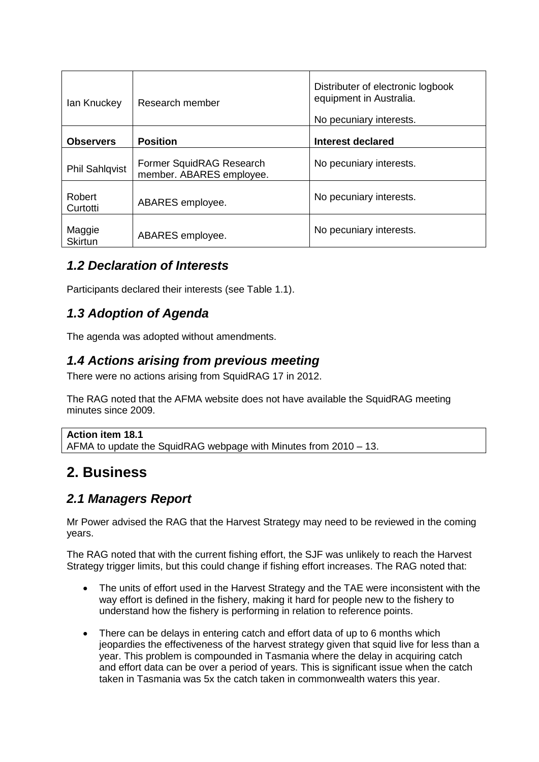| Ian Knuckey | Research member | Distributer of electronic logbook equipment in Australia. No pecuniary interests. |
| --- | --- | --- |
| **Observers** | **Position** | **Interest declared** |
| Phil Sahlqvist | Former SquidRAG Research member. ABARES employee. | No pecuniary interests. |
| Robert Curtotti | ABARES employee. | No pecuniary interests. |
| Maggie Skirtun | ABARES employee. | No pecuniary interests. |

## *1.2 Declaration of Interests*

Participants declared their interests (see Table 1.1).

## *1.3 Adoption of Agenda*

The agenda was adopted without amendments.

## *1.4 Actions arising from previous meeting*

There were no actions arising from SquidRAG 17 in 2012.

The RAG noted that the AFMA website does not have available the SquidRAG meeting minutes since 2009.

**Action item 18.1**
AFMA to update the SquidRAG webpage with Minutes from 2010 – 13.

# 2. Business

## *2.1 Managers Report*

Mr Power advised the RAG that the Harvest Strategy may need to be reviewed in the coming years.

The RAG noted that with the current fishing effort, the SJF was unlikely to reach the Harvest Strategy trigger limits, but this could change if fishing effort increases. The RAG noted that:

- The units of effort used in the Harvest Strategy and the TAE were inconsistent with the way effort is defined in the fishery, making it hard for people new to the fishery to understand how the fishery is performing in relation to reference points.
- There can be delays in entering catch and effort data of up to 6 months which jeopardies the effectiveness of the harvest strategy given that squid live for less than a year. This problem is compounded in Tasmania where the delay in acquiring catch and effort data can be over a period of years. This is significant issue when the catch taken in Tasmania was 5x the catch taken in commonwealth waters this year.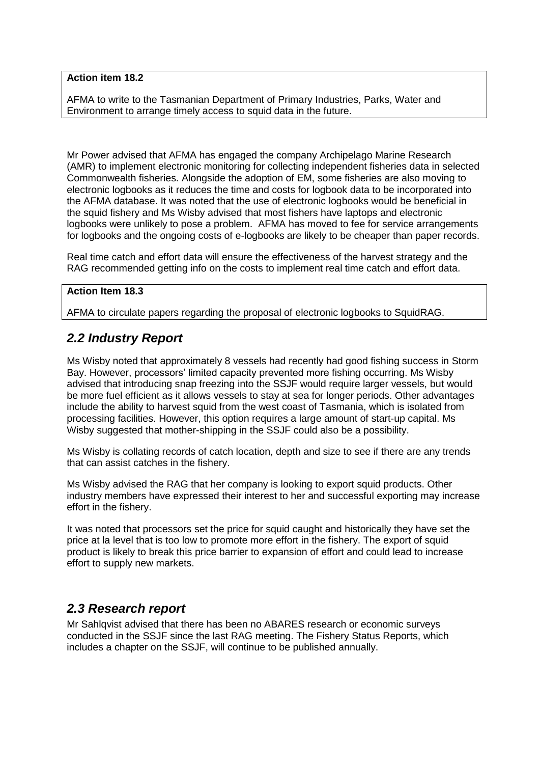**Action item 18.2**

AFMA to write to the Tasmanian Department of Primary Industries, Parks, Water and Environment to arrange timely access to squid data in the future.

Mr Power advised that AFMA has engaged the company Archipelago Marine Research (AMR) to implement electronic monitoring for collecting independent fisheries data in selected Commonwealth fisheries. Alongside the adoption of EM, some fisheries are also moving to electronic logbooks as it reduces the time and costs for logbook data to be incorporated into the AFMA database. It was noted that the use of electronic logbooks would be beneficial in the squid fishery and Ms Wisby advised that most fishers have laptops and electronic logbooks were unlikely to pose a problem. AFMA has moved to fee for service arrangements for logbooks and the ongoing costs of e-logbooks are likely to be cheaper than paper records.

Real time catch and effort data will ensure the effectiveness of the harvest strategy and the RAG recommended getting info on the costs to implement real time catch and effort data.

**Action Item 18.3**

AFMA to circulate papers regarding the proposal of electronic logbooks to SquidRAG.

## *2.2 Industry Report*

Ms Wisby noted that approximately 8 vessels had recently had good fishing success in Storm Bay. However, processors' limited capacity prevented more fishing occurring. Ms Wisby advised that introducing snap freezing into the SSJF would require larger vessels, but would be more fuel efficient as it allows vessels to stay at sea for longer periods. Other advantages include the ability to harvest squid from the west coast of Tasmania, which is isolated from processing facilities. However, this option requires a large amount of start-up capital. Ms Wisby suggested that mother-shipping in the SSJF could also be a possibility.

Ms Wisby is collating records of catch location, depth and size to see if there are any trends that can assist catches in the fishery.

Ms Wisby advised the RAG that her company is looking to export squid products. Other industry members have expressed their interest to her and successful exporting may increase effort in the fishery.

It was noted that processors set the price for squid caught and historically they have set the price at la level that is too low to promote more effort in the fishery. The export of squid product is likely to break this price barrier to expansion of effort and could lead to increase effort to supply new markets.

## *2.3 Research report*

Mr Sahlqvist advised that there has been no ABARES research or economic surveys conducted in the SSJF since the last RAG meeting. The Fishery Status Reports, which includes a chapter on the SSJF, will continue to be published annually.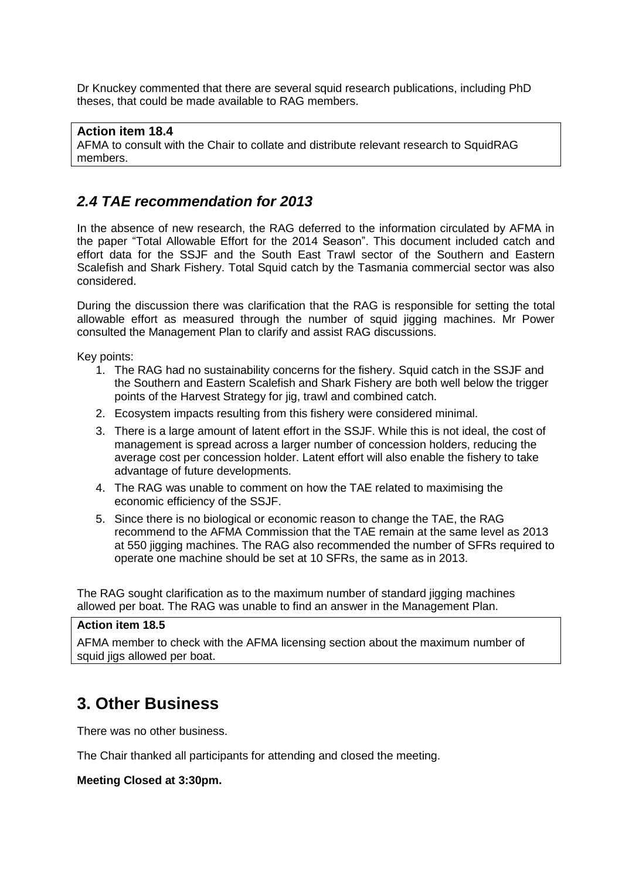Dr Knuckey commented that there are several squid research publications, including PhD theses, that could be made available to RAG members.

**Action item 18.4**
AFMA to consult with the Chair to collate and distribute relevant research to SquidRAG members.

## *2.4 TAE recommendation for 2013*

In the absence of new research, the RAG deferred to the information circulated by AFMA in the paper "Total Allowable Effort for the 2014 Season". This document included catch and effort data for the SSJF and the South East Trawl sector of the Southern and Eastern Scalefish and Shark Fishery. Total Squid catch by the Tasmania commercial sector was also considered.

During the discussion there was clarification that the RAG is responsible for setting the total allowable effort as measured through the number of squid jigging machines. Mr Power consulted the Management Plan to clarify and assist RAG discussions.

Key points:

1. The RAG had no sustainability concerns for the fishery. Squid catch in the SSJF and the Southern and Eastern Scalefish and Shark Fishery are both well below the trigger points of the Harvest Strategy for jig, trawl and combined catch.
2. Ecosystem impacts resulting from this fishery were considered minimal.
3. There is a large amount of latent effort in the SSJF. While this is not ideal, the cost of management is spread across a larger number of concession holders, reducing the average cost per concession holder. Latent effort will also enable the fishery to take advantage of future developments.
4. The RAG was unable to comment on how the TAE related to maximising the economic efficiency of the SSJF.
5. Since there is no biological or economic reason to change the TAE, the RAG recommend to the AFMA Commission that the TAE remain at the same level as 2013 at 550 jigging machines. The RAG also recommended the number of SFRs required to operate one machine should be set at 10 SFRs, the same as in 2013.

The RAG sought clarification as to the maximum number of standard jigging machines allowed per boat. The RAG was unable to find an answer in the Management Plan.

**Action item 18.5**
AFMA member to check with the AFMA licensing section about the maximum number of squid jigs allowed per boat.

# 3. Other Business

There was no other business.

The Chair thanked all participants for attending and closed the meeting.

**Meeting Closed at 3:30pm.**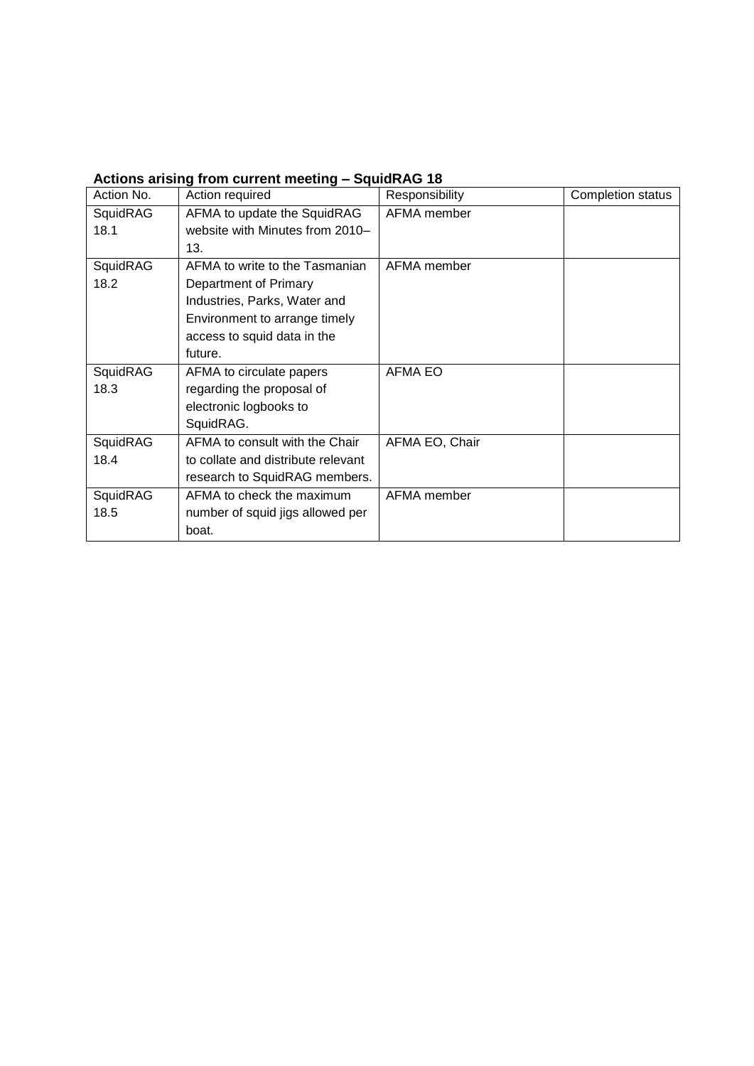**Actions arising from current meeting – SquidRAG 18**

| Action No. | Action required | Responsibility | Completion status |
|---|---|---|---|
| SquidRAG 18.1 | AFMA to update the SquidRAG website with Minutes from 2010–13. | AFMA member | |
| SquidRAG 18.2 | AFMA to write to the Tasmanian Department of Primary Industries, Parks, Water and Environment to arrange timely access to squid data in the future. | AFMA member | |
| SquidRAG 18.3 | AFMA to circulate papers regarding the proposal of electronic logbooks to SquidRAG. | AFMA EO | |
| SquidRAG 18.4 | AFMA to consult with the Chair to collate and distribute relevant research to SquidRAG members. | AFMA EO, Chair | |
| SquidRAG 18.5 | AFMA to check the maximum number of squid jigs allowed per boat. | AFMA member | |